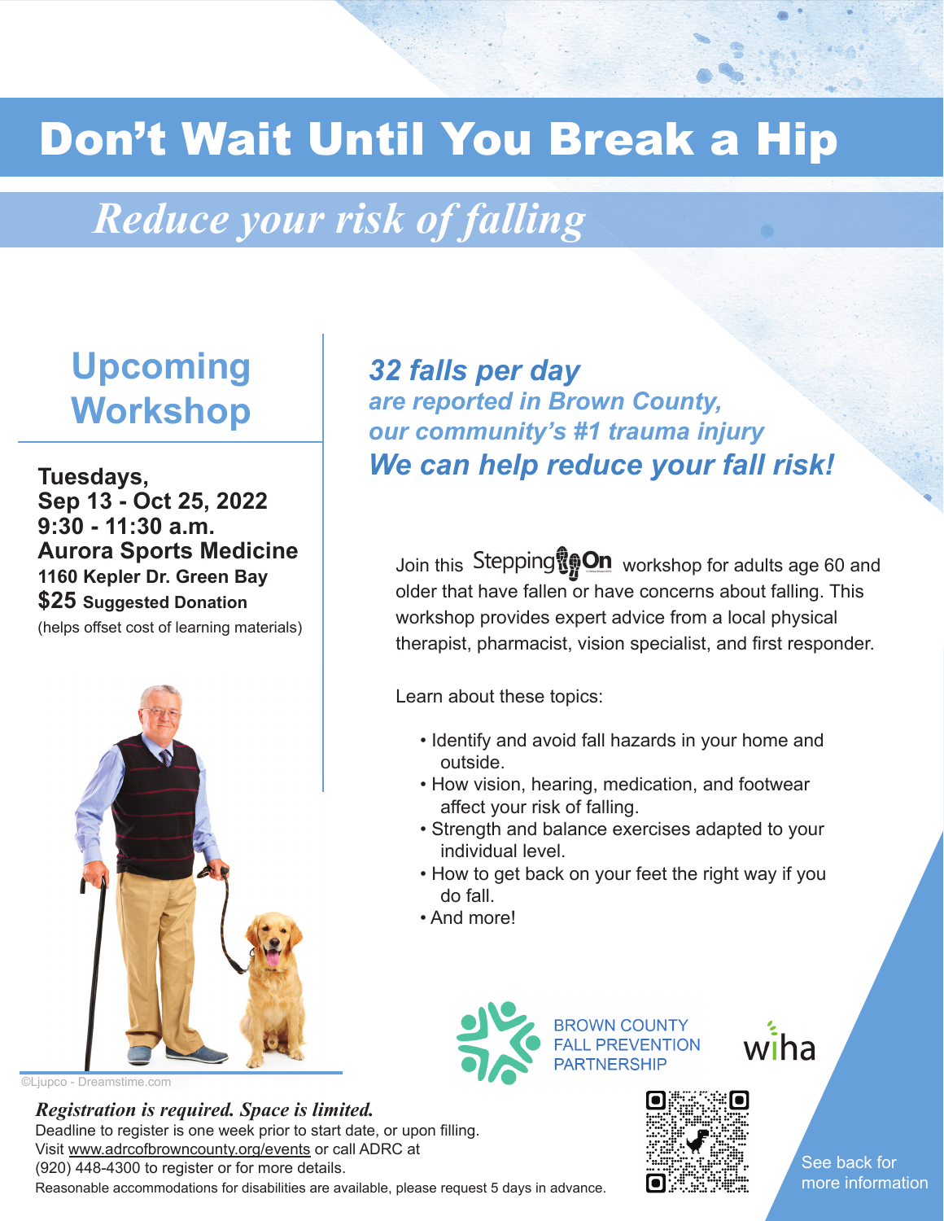# Don't Wait Until You Break a Hip

## *Reduce your risk of falling*

## Upcoming Workshop

**Tuesdays,**
**Sep 13 - Oct 25, 2022**
**9:30 - 11:30 a.m.**
**Aurora Sports Medicine**
**1160 Kepler Dr. Green Bay**
**$25 Suggested Donation**
(helps offset cost of learning materials)

©Ljupco - Dreamstime.com

### *32 falls per day*

***are reported in Brown County, our community's #1 trauma injury***

### *We can help reduce your fall risk!*

Join this Stepping On workshop for adults age 60 and older that have fallen or have concerns about falling. This workshop provides expert advice from a local physical therapist, pharmacist, vision specialist, and first responder.

Learn about these topics:

- Identify and avoid fall hazards in your home and outside.
- How vision, hearing, medication, and footwear affect your risk of falling.
- Strength and balance exercises adapted to your individual level.
- How to get back on your feet the right way if you do fall.
- And more!

BROWN COUNTY FALL PREVENTION PARTNERSHIP

wiha

***Registration is required. Space is limited.***
Deadline to register is one week prior to start date, or upon filling.
Visit www.adrcofbrowncounty.org/events or call ADRC at (920) 448-4300 to register or for more details.
Reasonable accommodations for disabilities are available, please request 5 days in advance.

See back for more information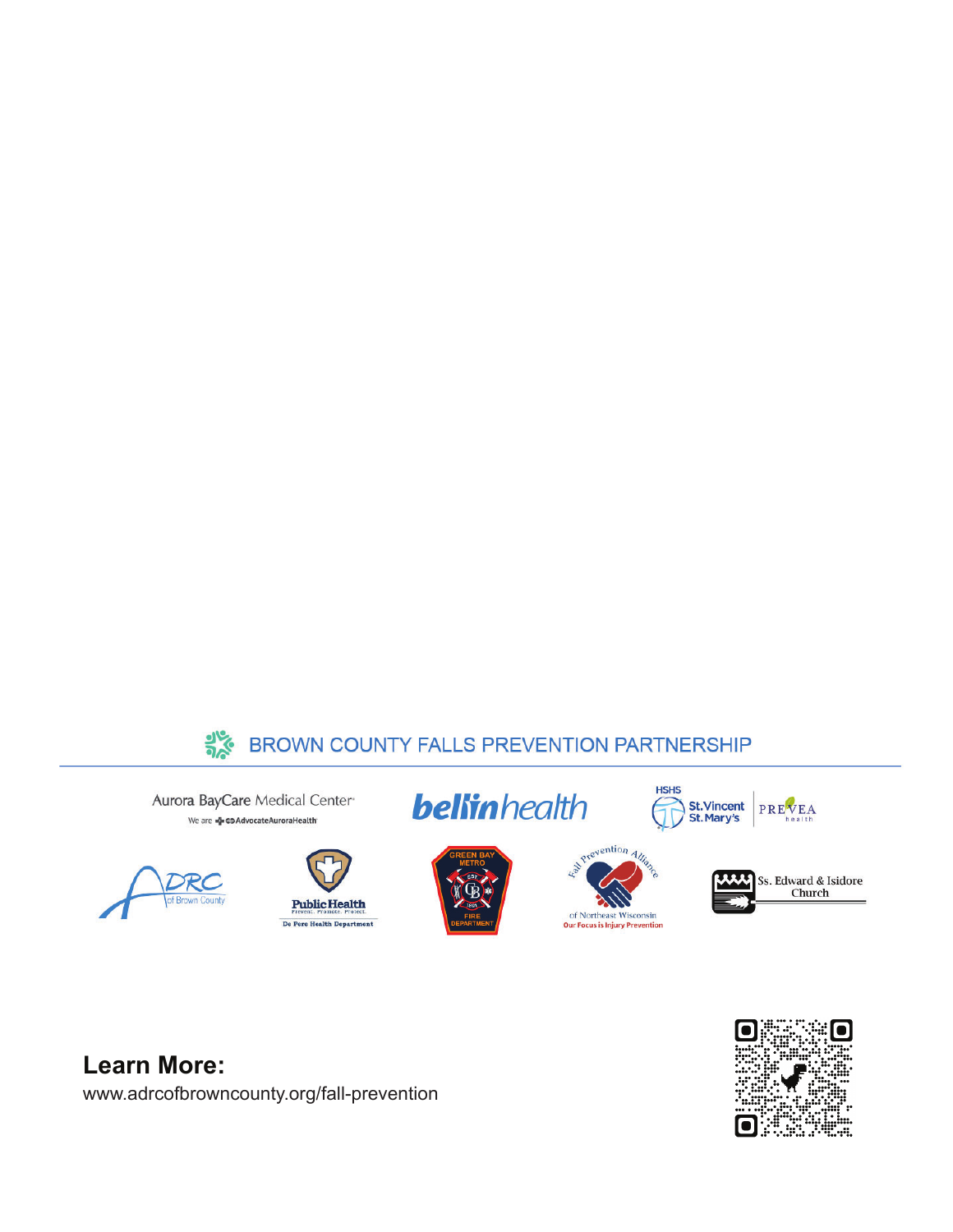## BROWN COUNTY FALLS PREVENTION PARTNERSHIP

Aurora BayCare Medical Center
We are AdvocateAuroraHealth

bellin health

HSHS St. Vincent St. Mary's | PREVEA health

ADRC of Brown County

Public Health
Prevent. Promote. Protect.
De Pere Health Department

Green Bay Metro Fire Department

Fall Prevention Alliance of Northeast Wisconsin
Our Focus is Injury Prevention

Ss. Edward & Isidore Church

**Learn More:**

www.adrcofbrowncounty.org/fall-prevention